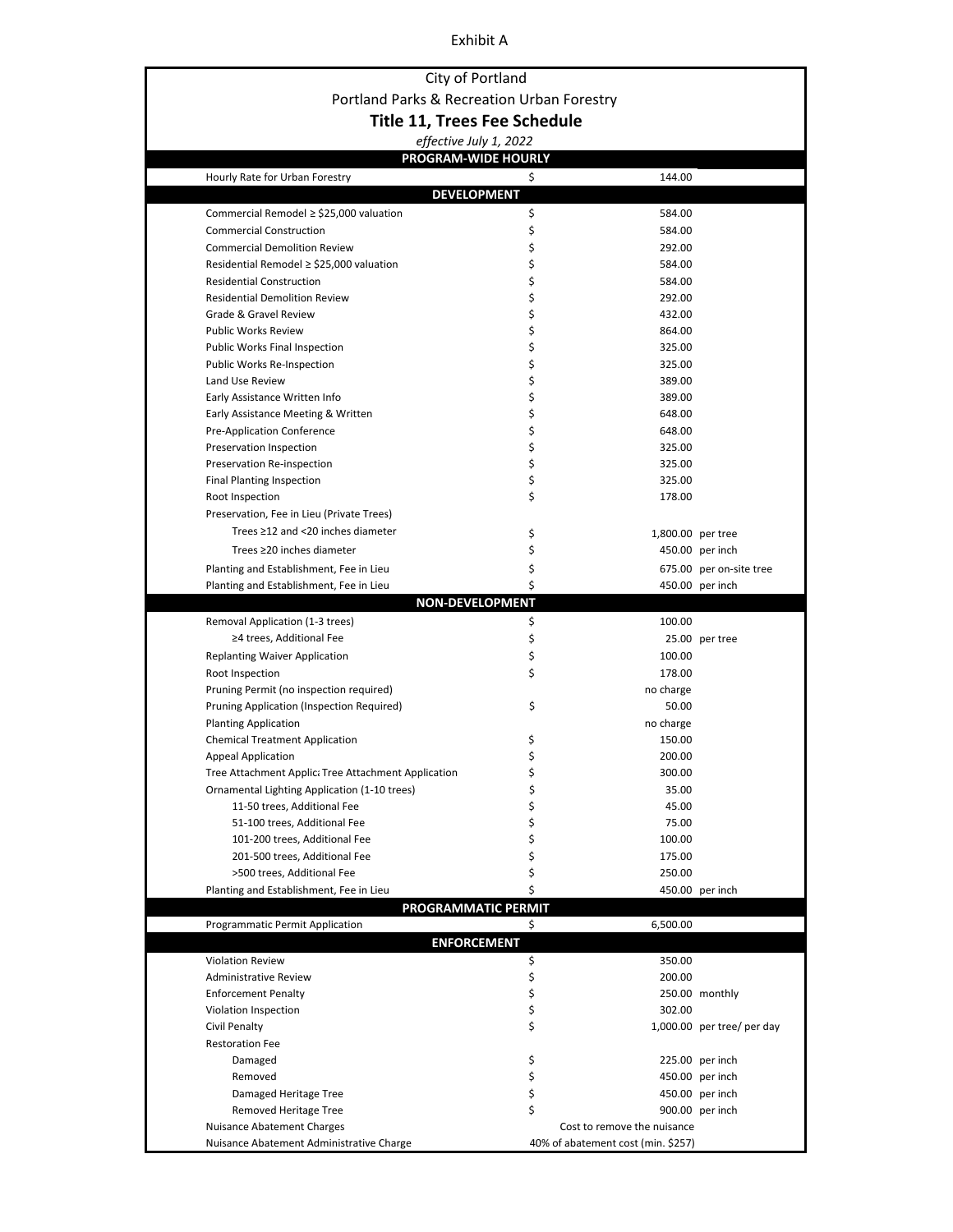Exhibit A

City of Portland

Portland Parks & Recreation Urban Forestry

**Title 11, Trees Fee Schedule**

*effective July 1, 2022*

| Item | | Fee | Unit |
|---|---|---|---|
| **PROGRAM-WIDE HOURLY** | | | |
| Hourly Rate for Urban Forestry | $ | 144.00 | |
| **DEVELOPMENT** | | | |
| Commercial Remodel ≥ $25,000 valuation | $ | 584.00 | |
| Commercial Construction | $ | 584.00 | |
| Commercial Demolition Review | $ | 292.00 | |
| Residential Remodel ≥ $25,000 valuation | $ | 584.00 | |
| Residential Construction | $ | 584.00 | |
| Residential Demolition Review | $ | 292.00 | |
| Grade & Gravel Review | $ | 432.00 | |
| Public Works Review | $ | 864.00 | |
| Public Works Final Inspection | $ | 325.00 | |
| Public Works Re-Inspection | $ | 325.00 | |
| Land Use Review | $ | 389.00 | |
| Early Assistance Written Info | $ | 389.00 | |
| Early Assistance Meeting & Written | $ | 648.00 | |
| Pre-Application Conference | $ | 648.00 | |
| Preservation Inspection | $ | 325.00 | |
| Preservation Re-inspection | $ | 325.00 | |
| Final Planting Inspection | $ | 325.00 | |
| Root Inspection | $ | 178.00 | |
| Preservation, Fee in Lieu (Private Trees) | | | |
| Trees ≥12 and <20 inches diameter | $ | 1,800.00 | per tree |
| Trees ≥20 inches diameter | $ | 450.00 | per inch |
| Planting and Establishment, Fee in Lieu | $ | 675.00 | per on-site tree |
| Planting and Establishment, Fee in Lieu | $ | 450.00 | per inch |
| **NON-DEVELOPMENT** | | | |
| Removal Application (1-3 trees) | $ | 100.00 | |
| ≥4 trees, Additional Fee | $ | 25.00 | per tree |
| Replanting Waiver Application | $ | 100.00 | |
| Root Inspection | $ | 178.00 | |
| Pruning Permit (no inspection required) | | no charge | |
| Pruning Application (Inspection Required) | $ | 50.00 | |
| Planting Application | | no charge | |
| Chemical Treatment Application | $ | 150.00 | |
| Appeal Application | $ | 200.00 | |
| Tree Attachment Applic: Tree Attachment Application | $ | 300.00 | |
| Ornamental Lighting Application (1-10 trees) | $ | 35.00 | |
| 11-50 trees, Additional Fee | $ | 45.00 | |
| 51-100 trees, Additional Fee | $ | 75.00 | |
| 101-200 trees, Additional Fee | $ | 100.00 | |
| 201-500 trees, Additional Fee | $ | 175.00 | |
| >500 trees, Additional Fee | $ | 250.00 | |
| Planting and Establishment, Fee in Lieu | $ | 450.00 | per inch |
| **PROGRAMMATIC PERMIT** | | | |
| Programmatic Permit Application | $ | 6,500.00 | |
| **ENFORCEMENT** | | | |
| Violation Review | $ | 350.00 | |
| Administrative Review | $ | 200.00 | |
| Enforcement Penalty | $ | 250.00 | monthly |
| Violation Inspection | $ | 302.00 | |
| Civil Penalty | $ | 1,000.00 | per tree/ per day |
| Restoration Fee | | | |
| Damaged | $ | 225.00 | per inch |
| Removed | $ | 450.00 | per inch |
| Damaged Heritage Tree | $ | 450.00 | per inch |
| Removed Heritage Tree | $ | 900.00 | per inch |
| Nuisance Abatement Charges | | Cost to remove the nuisance | |
| Nuisance Abatement Administrative Charge | | 40% of abatement cost (min. $257) | |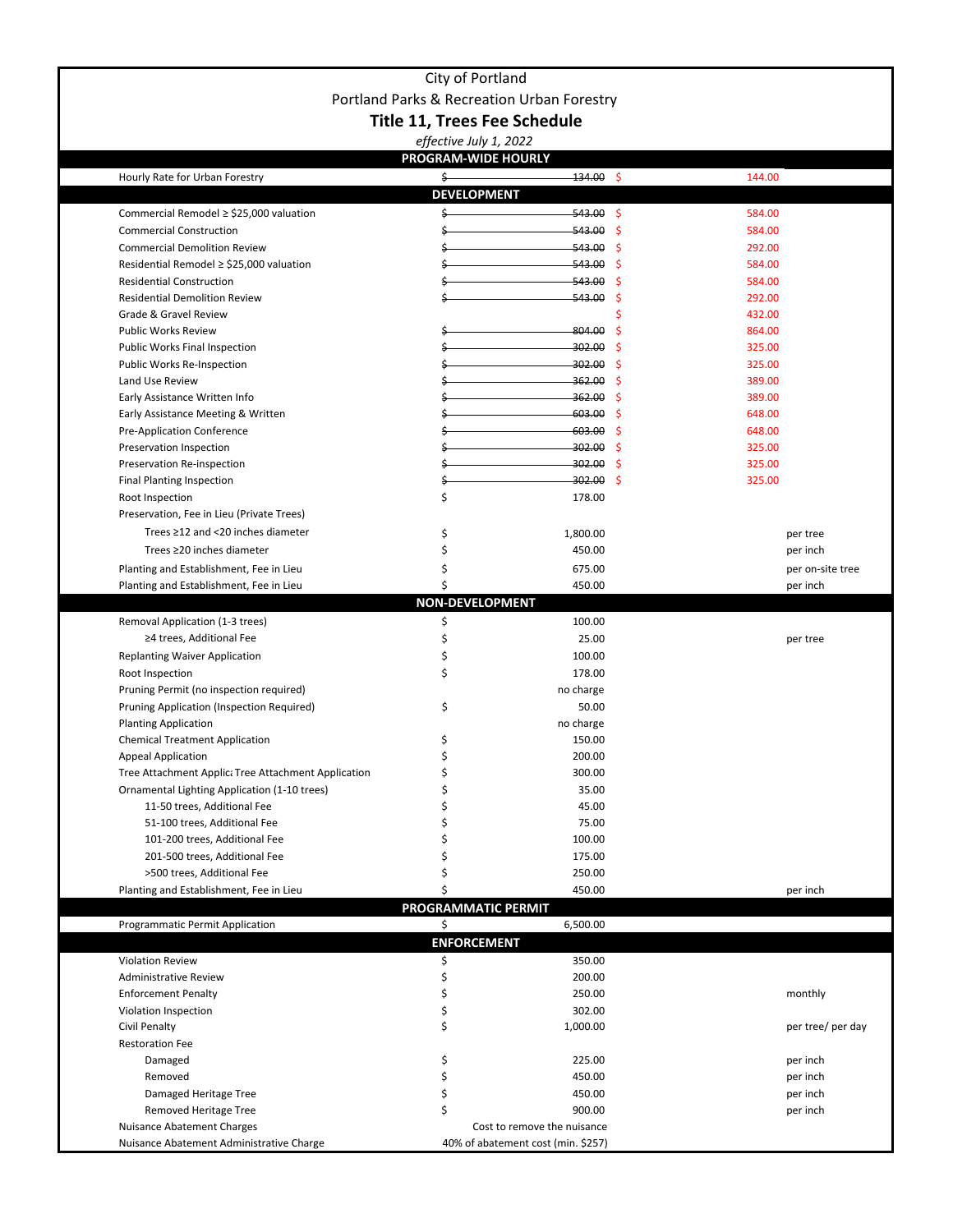City of Portland

Portland Parks & Recreation Urban Forestry

## Title 11, Trees Fee Schedule

*effective July 1, 2022*

| | | | |
|---|---|---|---|
| **PROGRAM-WIDE HOURLY** | | | |
| Hourly Rate for Urban Forestry | ~~$ 134.00~~ | $ 144.00 | |
| **DEVELOPMENT** | | | |
| Commercial Remodel ≥ $25,000 valuation | ~~$ 543.00~~ | $ 584.00 | |
| Commercial Construction | ~~$ 543.00~~ | $ 584.00 | |
| Commercial Demolition Review | ~~$ 543.00~~ | $ 292.00 | |
| Residential Remodel ≥ $25,000 valuation | ~~$ 543.00~~ | $ 584.00 | |
| Residential Construction | ~~$ 543.00~~ | $ 584.00 | |
| Residential Demolition Review | ~~$ 543.00~~ | $ 292.00 | |
| Grade & Gravel Review | | $ 432.00 | |
| Public Works Review | ~~$ 804.00~~ | $ 864.00 | |
| Public Works Final Inspection | ~~$ 302.00~~ | $ 325.00 | |
| Public Works Re-Inspection | ~~$ 302.00~~ | $ 325.00 | |
| Land Use Review | ~~$ 362.00~~ | $ 389.00 | |
| Early Assistance Written Info | ~~$ 362.00~~ | $ 389.00 | |
| Early Assistance Meeting & Written | ~~$ 603.00~~ | $ 648.00 | |
| Pre-Application Conference | ~~$ 603.00~~ | $ 648.00 | |
| Preservation Inspection | ~~$ 302.00~~ | $ 325.00 | |
| Preservation Re-inspection | ~~$ 302.00~~ | $ 325.00 | |
| Final Planting Inspection | ~~$ 302.00~~ | $ 325.00 | |
| Root Inspection | $ 178.00 | | |
| Preservation, Fee in Lieu (Private Trees) | | | |
| Trees ≥12 and <20 inches diameter | $ 1,800.00 | | per tree |
| Trees ≥20 inches diameter | $ 450.00 | | per inch |
| Planting and Establishment, Fee in Lieu | $ 675.00 | | per on-site tree |
| Planting and Establishment, Fee in Lieu | $ 450.00 | | per inch |
| **NON-DEVELOPMENT** | | | |
| Removal Application (1-3 trees) | $ 100.00 | | |
| ≥4 trees, Additional Fee | $ 25.00 | | per tree |
| Replanting Waiver Application | $ 100.00 | | |
| Root Inspection | $ 178.00 | | |
| Pruning Permit (no inspection required) | no charge | | |
| Pruning Application (Inspection Required) | $ 50.00 | | |
| Planting Application | no charge | | |
| Chemical Treatment Application | $ 150.00 | | |
| Appeal Application | $ 200.00 | | |
| Tree Attachment Applic: Tree Attachment Application | $ 300.00 | | |
| Ornamental Lighting Application (1-10 trees) | $ 35.00 | | |
| 11-50 trees, Additional Fee | $ 45.00 | | |
| 51-100 trees, Additional Fee | $ 75.00 | | |
| 101-200 trees, Additional Fee | $ 100.00 | | |
| 201-500 trees, Additional Fee | $ 175.00 | | |
| >500 trees, Additional Fee | $ 250.00 | | |
| Planting and Establishment, Fee in Lieu | $ 450.00 | | per inch |
| **PROGRAMMATIC PERMIT** | | | |
| Programmatic Permit Application | $ 6,500.00 | | |
| **ENFORCEMENT** | | | |
| Violation Review | $ 350.00 | | |
| Administrative Review | $ 200.00 | | |
| Enforcement Penalty | $ 250.00 | | monthly |
| Violation Inspection | $ 302.00 | | |
| Civil Penalty | $ 1,000.00 | | per tree/ per day |
| Restoration Fee | | | |
| Damaged | $ 225.00 | | per inch |
| Removed | $ 450.00 | | per inch |
| Damaged Heritage Tree | $ 450.00 | | per inch |
| Removed Heritage Tree | $ 900.00 | | per inch |
| Nuisance Abatement Charges | Cost to remove the nuisance | | |
| Nuisance Abatement Administrative Charge | 40% of abatement cost (min. $257) | | |